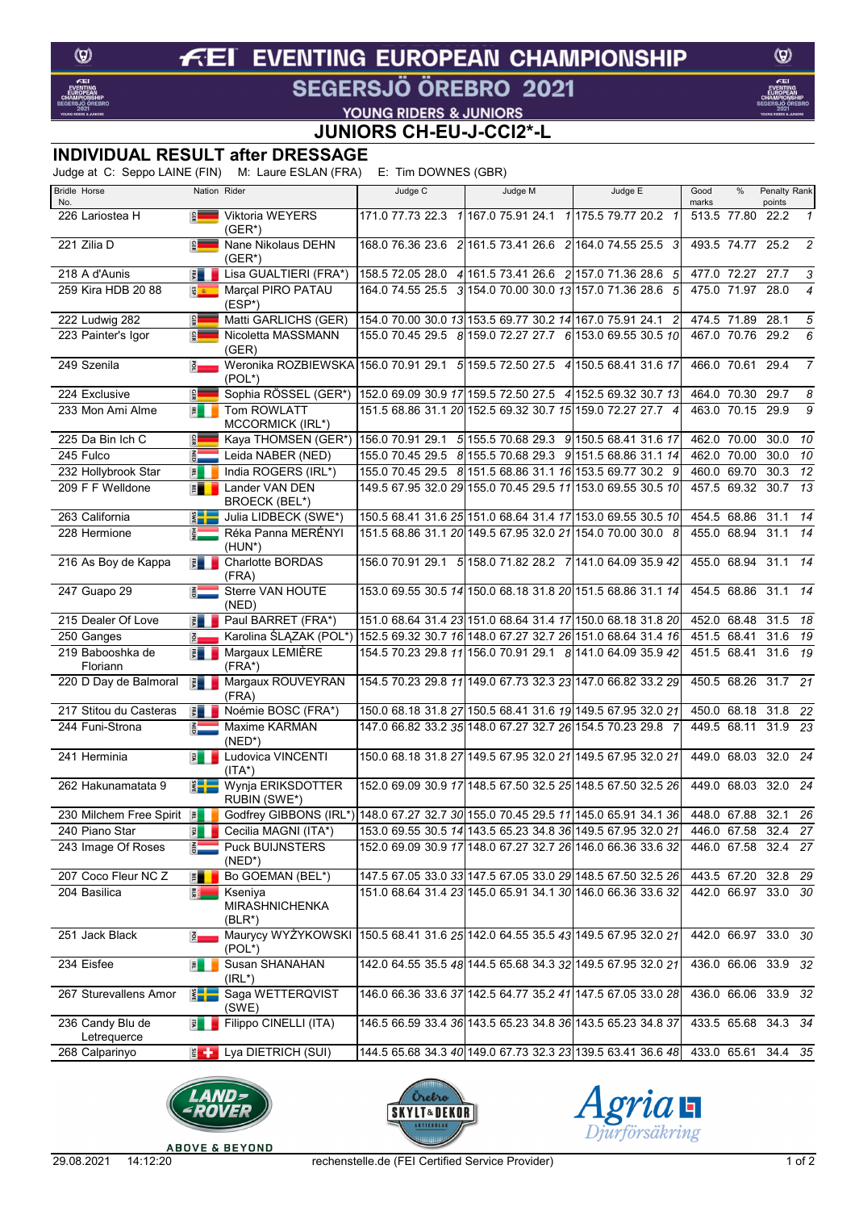# FEI EVENTING EUROPEAN CHAMPIONSHIP

## SEGERSJÖ ÖREBRO 2021

YOUNG RIDERS & JUNIORS

## JUNIORS CH-EU-J-CCI2*-L

## INDIVIDUAL RESULT after DRESSAGE

Judge at C: Seppo LAINE (FIN) M: Laure ESLAN (FRA) E: Tim DOWNES (GBR)

| Bridle No. | Horse | Nation | Rider | Judge C | | | | Judge M | | | | Judge E | | | | Good marks | % | Penalty points | Rank |
|---|---|---|---|---|---|---|---|---|---|---|---|---|---|---|---|---|---|---|---|
| 226 | Lariostea H | GER | Viktoria WEYERS (GER*) | 171.0 | 77.73 | 22.3 | 1 | 167.0 | 75.91 | 24.1 | 1 | 175.5 | 79.77 | 20.2 | 1 | 513.5 | 77.80 | 22.2 | 1 |
| 221 | Zilia D | GER | Nane Nikolaus DEHN (GER*) | 168.0 | 76.36 | 23.6 | 2 | 161.5 | 73.41 | 26.6 | 2 | 164.0 | 74.55 | 25.5 | 3 | 493.5 | 74.77 | 25.2 | 2 |
| 218 | A d'Aunis | FRA | Lisa GUALTIERI (FRA*) | 158.5 | 72.05 | 28.0 | 4 | 161.5 | 73.41 | 26.6 | 2 | 157.0 | 71.36 | 28.6 | 5 | 477.0 | 72.27 | 27.7 | 3 |
| 259 | Kira HDB 20 88 | ESP | Marçal PIRO PATAU (ESP*) | 164.0 | 74.55 | 25.5 | 3 | 154.0 | 70.00 | 30.0 | 13 | 157.0 | 71.36 | 28.6 | 5 | 475.0 | 71.97 | 28.0 | 4 |
| 222 | Ludwig 282 | GER | Matti GARLICHS (GER) | 154.0 | 70.00 | 30.0 | 13 | 153.5 | 69.77 | 30.2 | 14 | 167.0 | 75.91 | 24.1 | 2 | 474.5 | 71.89 | 28.1 | 5 |
| 223 | Painter's Igor | GER | Nicoletta MASSMANN (GER) | 155.0 | 70.45 | 29.5 | 8 | 159.0 | 72.27 | 27.7 | 6 | 153.0 | 69.55 | 30.5 | 10 | 467.0 | 70.76 | 29.2 | 6 |
| 249 | Szenila | POL | Weronika ROZBIEWSKA (POL*) | 156.0 | 70.91 | 29.1 | 5 | 159.5 | 72.50 | 27.5 | 4 | 150.5 | 68.41 | 31.6 | 17 | 466.0 | 70.61 | 29.4 | 7 |
| 224 | Exclusive | GER | Sophia RÖSSEL (GER*) | 152.0 | 69.09 | 30.9 | 17 | 159.5 | 72.50 | 27.5 | 4 | 152.5 | 69.32 | 30.7 | 13 | 464.0 | 70.30 | 29.7 | 8 |
| 233 | Mon Ami Alme | IRL | Tom ROWLATT MCCORMICK (IRL*) | 151.5 | 68.86 | 31.1 | 20 | 152.5 | 69.32 | 30.7 | 15 | 159.0 | 72.27 | 27.7 | 4 | 463.0 | 70.15 | 29.9 | 9 |
| 225 | Da Bin Ich C | GER | Kaya THOMSEN (GER*) | 156.0 | 70.91 | 29.1 | 5 | 155.5 | 70.68 | 29.3 | 9 | 150.5 | 68.41 | 31.6 | 17 | 462.0 | 70.00 | 30.0 | 10 |
| 245 | Fulco | NED | Leida NABER (NED) | 155.0 | 70.45 | 29.5 | 8 | 155.5 | 70.68 | 29.3 | 9 | 151.5 | 68.86 | 31.1 | 14 | 462.0 | 70.00 | 30.0 | 10 |
| 232 | Hollybrook Star | IRL | India ROGERS (IRL*) | 155.0 | 70.45 | 29.5 | 8 | 151.5 | 68.86 | 31.1 | 16 | 153.5 | 69.77 | 30.2 | 9 | 460.0 | 69.70 | 30.3 | 12 |
| 209 | F F Welldone | BEL | Lander VAN DEN BROECK (BEL*) | 149.5 | 67.95 | 32.0 | 29 | 155.0 | 70.45 | 29.5 | 11 | 153.0 | 69.55 | 30.5 | 10 | 457.5 | 69.32 | 30.7 | 13 |
| 263 | California | SWE | Julia LIDBECK (SWE*) | 150.5 | 68.41 | 31.6 | 25 | 151.0 | 68.64 | 31.4 | 17 | 153.0 | 69.55 | 30.5 | 10 | 454.5 | 68.86 | 31.1 | 14 |
| 228 | Hermione | HUN | Réka Panna MERÉNYI (HUN*) | 151.5 | 68.86 | 31.1 | 20 | 149.5 | 67.95 | 32.0 | 21 | 154.0 | 70.00 | 30.0 | 8 | 455.0 | 68.94 | 31.1 | 14 |
| 216 | As Boy de Kappa | FRA | Charlotte BORDAS (FRA) | 156.0 | 70.91 | 29.1 | 5 | 158.0 | 71.82 | 28.2 | 7 | 141.0 | 64.09 | 35.9 | 42 | 455.0 | 68.94 | 31.1 | 14 |
| 247 | Guapo 29 | NED | Sterre VAN HOUTE (NED) | 153.0 | 69.55 | 30.5 | 14 | 150.0 | 68.18 | 31.8 | 20 | 151.5 | 68.86 | 31.1 | 14 | 454.5 | 68.86 | 31.1 | 14 |
| 215 | Dealer Of Love | FRA | Paul BARRET (FRA*) | 151.0 | 68.64 | 31.4 | 23 | 151.0 | 68.64 | 31.4 | 17 | 150.0 | 68.18 | 31.8 | 20 | 452.0 | 68.48 | 31.5 | 18 |
| 250 | Ganges | POL | Karolina ŚLĄZAK (POL*) | 152.5 | 69.32 | 30.7 | 16 | 148.0 | 67.27 | 32.7 | 26 | 151.0 | 68.64 | 31.4 | 16 | 451.5 | 68.41 | 31.6 | 19 |
| 219 | Babooshka de Floriann | FRA | Margaux LEMIÈRE (FRA*) | 154.5 | 70.23 | 29.8 | 11 | 156.0 | 70.91 | 29.1 | 8 | 141.0 | 64.09 | 35.9 | 42 | 451.5 | 68.41 | 31.6 | 19 |
| 220 | D Day de Balmoral | FRA | Margaux ROUVEYRAN (FRA) | 154.5 | 70.23 | 29.8 | 11 | 149.0 | 67.73 | 32.3 | 23 | 147.0 | 66.82 | 33.2 | 29 | 450.5 | 68.26 | 31.7 | 21 |
| 217 | Stitou du Casteras | FRA | Noémie BOSC (FRA*) | 150.0 | 68.18 | 31.8 | 27 | 150.5 | 68.41 | 31.6 | 19 | 149.5 | 67.95 | 32.0 | 21 | 450.0 | 68.18 | 31.8 | 22 |
| 244 | Funi-Strona | NED | Maxime KARMAN (NED*) | 147.0 | 66.82 | 33.2 | 35 | 148.0 | 67.27 | 32.7 | 26 | 154.5 | 70.23 | 29.8 | 7 | 449.5 | 68.11 | 31.9 | 23 |
| 241 | Herminia | ITA | Ludovica VINCENTI (ITA*) | 150.0 | 68.18 | 31.8 | 27 | 149.5 | 67.95 | 32.0 | 21 | 149.5 | 67.95 | 32.0 | 21 | 449.0 | 68.03 | 32.0 | 24 |
| 262 | Hakunamatata 9 | SWE | Wynja ERIKSDOTTER RUBIN (SWE*) | 152.0 | 69.09 | 30.9 | 17 | 148.5 | 67.50 | 32.5 | 25 | 148.5 | 67.50 | 32.5 | 26 | 449.0 | 68.03 | 32.0 | 24 |
| 230 | Milchem Free Spirit | IRL | Godfrey GIBBONS (IRL*) | 148.0 | 67.27 | 32.7 | 30 | 155.0 | 70.45 | 29.5 | 11 | 145.0 | 65.91 | 34.1 | 36 | 448.0 | 67.88 | 32.1 | 26 |
| 240 | Piano Star | ITA | Cecilia MAGNI (ITA*) | 153.0 | 69.55 | 30.5 | 14 | 143.5 | 65.23 | 34.8 | 36 | 149.5 | 67.95 | 32.0 | 21 | 446.0 | 67.58 | 32.4 | 27 |
| 243 | Image Of Roses | NED | Puck BUIJNSTERS (NED*) | 152.0 | 69.09 | 30.9 | 17 | 148.0 | 67.27 | 32.7 | 26 | 146.0 | 66.36 | 33.6 | 32 | 446.0 | 67.58 | 32.4 | 27 |
| 207 | Coco Fleur NC Z | BEL | Bo GOEMAN (BEL*) | 147.5 | 67.05 | 33.0 | 33 | 147.5 | 67.05 | 33.0 | 29 | 148.5 | 67.50 | 32.5 | 26 | 443.5 | 67.20 | 32.8 | 29 |
| 204 | Basilica | BLR | Kseniya MIRASHNICHENKA (BLR*) | 151.0 | 68.64 | 31.4 | 23 | 145.0 | 65.91 | 34.1 | 30 | 146.0 | 66.36 | 33.6 | 32 | 442.0 | 66.97 | 33.0 | 30 |
| 251 | Jack Black | POL | Maurycy WYŻYKOWSKI (POL*) | 150.5 | 68.41 | 31.6 | 25 | 142.0 | 64.55 | 35.5 | 43 | 149.5 | 67.95 | 32.0 | 21 | 442.0 | 66.97 | 33.0 | 30 |
| 234 | Eisfee | IRL | Susan SHANAHAN (IRL*) | 142.0 | 64.55 | 35.5 | 48 | 144.5 | 65.68 | 34.3 | 32 | 149.5 | 67.95 | 32.0 | 21 | 436.0 | 66.06 | 33.9 | 32 |
| 267 | Sturevallens Amor | SWE | Saga WETTERQVIST (SWE) | 146.0 | 66.36 | 33.6 | 37 | 142.5 | 64.77 | 35.2 | 41 | 147.5 | 67.05 | 33.0 | 28 | 436.0 | 66.06 | 33.9 | 32 |
| 236 | Candy Blu de Letrequerce | ITA | Filippo CINELLI (ITA) | 146.5 | 66.59 | 33.4 | 36 | 143.5 | 65.23 | 34.8 | 36 | 143.5 | 65.23 | 34.8 | 37 | 433.5 | 65.68 | 34.3 | 34 |
| 268 | Calparinyo | SUI | Lya DIETRICH (SUI) | 144.5 | 65.68 | 34.3 | 40 | 149.0 | 67.73 | 32.3 | 23 | 139.5 | 63.41 | 36.6 | 48 | 433.0 | 65.61 | 34.4 | 35 |

LAND ROVER ABOVE & BEYOND — Örebro SKYLT & DEKOR — Agria Djurförsäkring

29.08.2021 14:12:20 rechenstelle.de (FEI Certified Service Provider)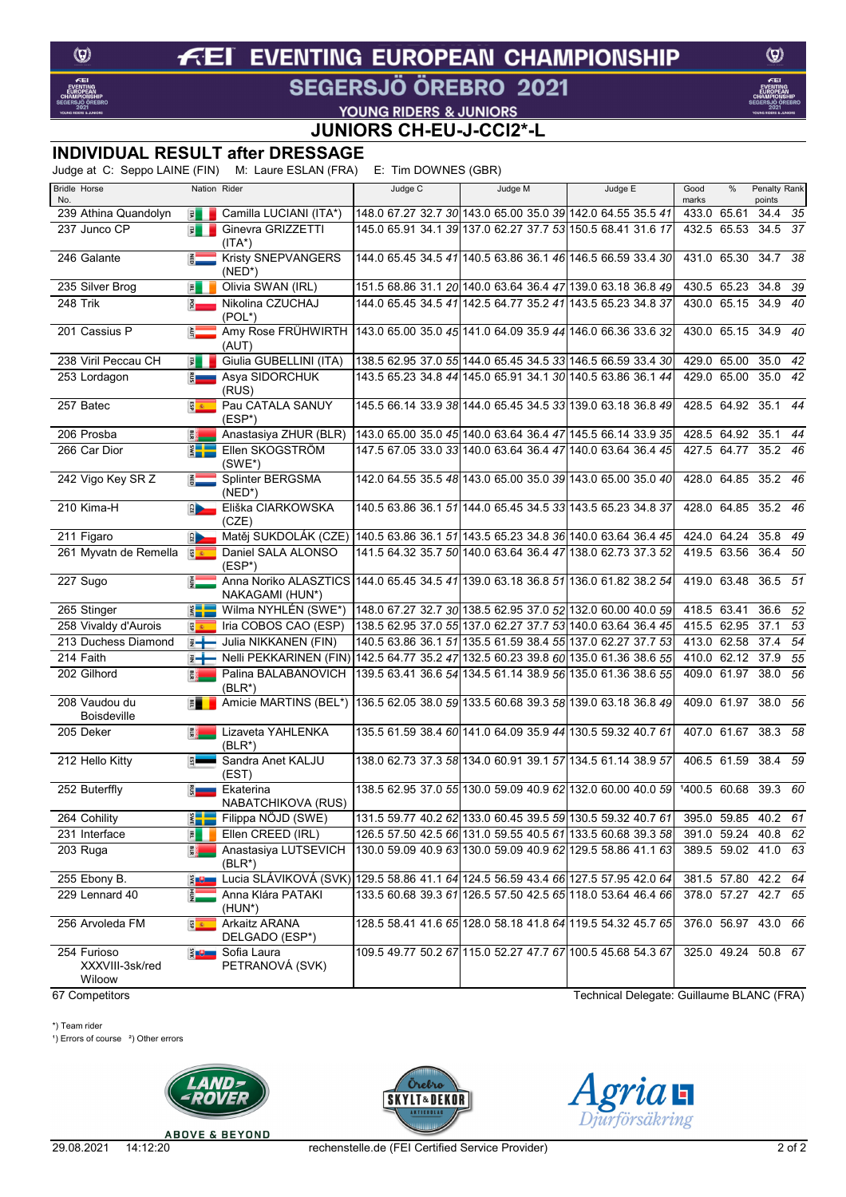# FEI EVENTING EUROPEAN CHAMPIONSHIP

## SEGERSJÖ ÖREBRO 2021

YOUNG RIDERS & JUNIORS

## JUNIORS CH-EU-J-CCI2*-L

## INDIVIDUAL RESULT after DRESSAGE

Judge at C: Seppo LAINE (FIN) M: Laure ESLAN (FRA) E: Tim DOWNES (GBR)

| Bridle No. | Horse | Nation | Rider | Judge C | | | | Judge M | | | | Judge E | | | | Good marks | % | Penalty points | Rank |
|---|---|---|---|---|---|---|---|---|---|---|---|---|---|---|---|---|---|---|---|
| 239 | Athina Quandolyn | ITA | Camilla LUCIANI (ITA*) | 148.0 | 67.27 | 32.7 | 30 | 143.0 | 65.00 | 35.0 | 39 | 142.0 | 64.55 | 35.5 | 41 | 433.0 | 65.61 | 34.4 | 35 |
| 237 | Junco CP | ITA | Ginevra GRIZZETTI (ITA*) | 145.0 | 65.91 | 34.1 | 39 | 137.0 | 62.27 | 37.7 | 53 | 150.5 | 68.41 | 31.6 | 17 | 432.5 | 65.53 | 34.5 | 37 |
| 246 | Galante | NED | Kristy SNEPVANGERS (NED*) | 144.0 | 65.45 | 34.5 | 41 | 140.5 | 63.86 | 36.1 | 46 | 146.5 | 66.59 | 33.4 | 30 | 431.0 | 65.30 | 34.7 | 38 |
| 235 | Silver Brog | IRL | Olivia SWAN (IRL) | 151.5 | 68.86 | 31.1 | 20 | 140.0 | 63.64 | 36.4 | 47 | 139.0 | 63.18 | 36.8 | 49 | 430.5 | 65.23 | 34.8 | 39 |
| 248 | Trik | POL | Nikolina CZUCHAJ (POL*) | 144.0 | 65.45 | 34.5 | 41 | 142.5 | 64.77 | 35.2 | 41 | 143.5 | 65.23 | 34.8 | 37 | 430.0 | 65.15 | 34.9 | 40 |
| 201 | Cassius P | AUT | Amy Rose FRÜHWIRTH (AUT) | 143.0 | 65.00 | 35.0 | 45 | 141.0 | 64.09 | 35.9 | 44 | 146.0 | 66.36 | 33.6 | 32 | 430.0 | 65.15 | 34.9 | 40 |
| 238 | Viril Peccau CH | ITA | Giulia GUBELLINI (ITA) | 138.5 | 62.95 | 37.0 | 55 | 144.0 | 65.45 | 34.5 | 33 | 146.5 | 66.59 | 33.4 | 30 | 429.0 | 65.00 | 35.0 | 42 |
| 253 | Lordagon | RUS | Asya SIDORCHUK (RUS) | 143.5 | 65.23 | 34.8 | 44 | 145.0 | 65.91 | 34.1 | 30 | 140.5 | 63.86 | 36.1 | 44 | 429.0 | 65.00 | 35.0 | 42 |
| 257 | Batec | ESP | Pau CATALA SANUY (ESP*) | 145.5 | 66.14 | 33.9 | 38 | 144.0 | 65.45 | 34.5 | 33 | 139.0 | 63.18 | 36.8 | 49 | 428.5 | 64.92 | 35.1 | 44 |
| 206 | Prosba | BLR | Anastasiya ZHUR (BLR) | 143.0 | 65.00 | 35.0 | 45 | 140.0 | 63.64 | 36.4 | 47 | 145.5 | 66.14 | 33.9 | 35 | 428.5 | 64.92 | 35.1 | 44 |
| 266 | Car Dior | SWE | Ellen SKOGSTRÖM (SWE*) | 147.5 | 67.05 | 33.0 | 33 | 140.0 | 63.64 | 36.4 | 47 | 140.0 | 63.64 | 36.4 | 45 | 427.5 | 64.77 | 35.2 | 46 |
| 242 | Vigo Key SR Z | NED | Splinter BERGSMA (NED*) | 142.0 | 64.55 | 35.5 | 48 | 143.0 | 65.00 | 35.0 | 39 | 143.0 | 65.00 | 35.0 | 40 | 428.0 | 64.85 | 35.2 | 46 |
| 210 | Kima-H | CZE | Eliška CIARKOWSKA (CZE) | 140.5 | 63.86 | 36.1 | 51 | 144.0 | 65.45 | 34.5 | 33 | 143.5 | 65.23 | 34.8 | 37 | 428.0 | 64.85 | 35.2 | 46 |
| 211 | Figaro | CZE | Matěj SUKDOLÁK (CZE) | 140.5 | 63.86 | 36.1 | 51 | 143.5 | 65.23 | 34.8 | 36 | 140.0 | 63.64 | 36.4 | 45 | 424.0 | 64.24 | 35.8 | 49 |
| 261 | Myvatn de Remella | ESP | Daniel SALA ALONSO (ESP*) | 141.5 | 64.32 | 35.7 | 50 | 140.0 | 63.64 | 36.4 | 47 | 138.0 | 62.73 | 37.3 | 52 | 419.5 | 63.56 | 36.4 | 50 |
| 227 | Sugo | HUN | Anna Noriko ALASZTICS NAKAGAMI (HUN*) | 144.0 | 65.45 | 34.5 | 41 | 139.0 | 63.18 | 36.8 | 51 | 136.0 | 61.82 | 38.2 | 54 | 419.0 | 63.48 | 36.5 | 51 |
| 265 | Stinger | SWE | Wilma NYHLÉN (SWE*) | 148.0 | 67.27 | 32.7 | 30 | 138.5 | 62.95 | 37.0 | 52 | 132.0 | 60.00 | 40.0 | 59 | 418.5 | 63.41 | 36.6 | 52 |
| 258 | Vivaldy d'Aurois | ESP | Iria COBOS CAO (ESP) | 138.5 | 62.95 | 37.0 | 55 | 137.0 | 62.27 | 37.7 | 53 | 140.0 | 63.64 | 36.4 | 45 | 415.5 | 62.95 | 37.1 | 53 |
| 213 | Duchess Diamond | FIN | Julia NIKKANEN (FIN) | 140.5 | 63.86 | 36.1 | 51 | 135.5 | 61.59 | 38.4 | 55 | 137.0 | 62.27 | 37.7 | 53 | 413.0 | 62.58 | 37.4 | 54 |
| 214 | Faith | FIN | Nelli PEKKARINEN (FIN) | 142.5 | 64.77 | 35.2 | 47 | 132.5 | 60.23 | 39.8 | 60 | 135.0 | 61.36 | 38.6 | 55 | 410.0 | 62.12 | 37.9 | 55 |
| 202 | Gilhord | BLR | Palina BALABANOVICH (BLR*) | 139.5 | 63.41 | 36.6 | 54 | 134.5 | 61.14 | 38.9 | 56 | 135.0 | 61.36 | 38.6 | 55 | 409.0 | 61.97 | 38.0 | 56 |
| 208 | Vaudou du Boisdeville | BEL | Amicie MARTINS (BEL*) | 136.5 | 62.05 | 38.0 | 59 | 133.5 | 60.68 | 39.3 | 58 | 139.0 | 63.18 | 36.8 | 49 | 409.0 | 61.97 | 38.0 | 56 |
| 205 | Deker | BLR | Lizaveta YAHLENKA (BLR*) | 135.5 | 61.59 | 38.4 | 60 | 141.0 | 64.09 | 35.9 | 44 | 130.5 | 59.32 | 40.7 | 61 | 407.0 | 61.67 | 38.3 | 58 |
| 212 | Hello Kitty | EST | Sandra Anet KALJU (EST) | 138.0 | 62.73 | 37.3 | 58 | 134.0 | 60.91 | 39.1 | 57 | 134.5 | 61.14 | 38.9 | 57 | 406.5 | 61.59 | 38.4 | 59 |
| 252 | Buterffly | RUS | Ekaterina NABATCHIKOVA (RUS) | 138.5 | 62.95 | 37.0 | 55 | 130.0 | 59.09 | 40.9 | 62 | 132.0 | 60.00 | 40.0 | 59 | [1]400.5 | 60.68 | 39.3 | 60 |
| 264 | Cohility | SWE | Filippa NÖJD (SWE) | 131.5 | 59.77 | 40.2 | 62 | 133.0 | 60.45 | 39.5 | 59 | 130.5 | 59.32 | 40.7 | 61 | 395.0 | 59.85 | 40.2 | 61 |
| 231 | Interface | IRL | Ellen CREED (IRL) | 126.5 | 57.50 | 42.5 | 66 | 131.0 | 59.55 | 40.5 | 61 | 133.5 | 60.68 | 39.3 | 58 | 391.0 | 59.24 | 40.8 | 62 |
| 203 | Ruga | BLR | Anastasiya LUTSEVICH (BLR*) | 130.0 | 59.09 | 40.9 | 63 | 130.0 | 59.09 | 40.9 | 62 | 129.5 | 58.86 | 41.1 | 63 | 389.5 | 59.02 | 41.0 | 63 |
| 255 | Ebony B. | SVK | Lucia SLÁVIKOVÁ (SVK) | 129.5 | 58.86 | 41.1 | 64 | 124.5 | 56.59 | 43.4 | 66 | 127.5 | 57.95 | 42.0 | 64 | 381.5 | 57.80 | 42.2 | 64 |
| 229 | Lennard 40 | HUN | Anna Klára PATAKI (HUN*) | 133.5 | 60.68 | 39.3 | 61 | 126.5 | 57.50 | 42.5 | 65 | 118.0 | 53.64 | 46.4 | 66 | 378.0 | 57.27 | 42.7 | 65 |
| 256 | Arvoleda FM | ESP | Arkaitz ARANA DELGADO (ESP*) | 128.5 | 58.41 | 41.6 | 65 | 128.0 | 58.18 | 41.8 | 64 | 119.5 | 54.32 | 45.7 | 65 | 376.0 | 56.97 | 43.0 | 66 |
| 254 | Furioso XXXVIII-3sk/red Wiloow | SVK | Sofia Laura PETRANOVÁ (SVK) | 109.5 | 49.77 | 50.2 | 67 | 115.0 | 52.27 | 47.7 | 67 | 100.5 | 45.68 | 54.3 | 67 | 325.0 | 49.24 | 50.8 | 67 |

67 Competitors

Technical Delegate: Guillaume BLANC (FRA)

*) Team rider

[1]) Errors of course [2]) Other errors

LAND ROVER — ABOVE & BEYOND

Örebro SKYLT & DEKOR

Agria Djurförsäkring

29.08.2021 14:12:20 rechenstelle.de (FEI Certified Service Provider)